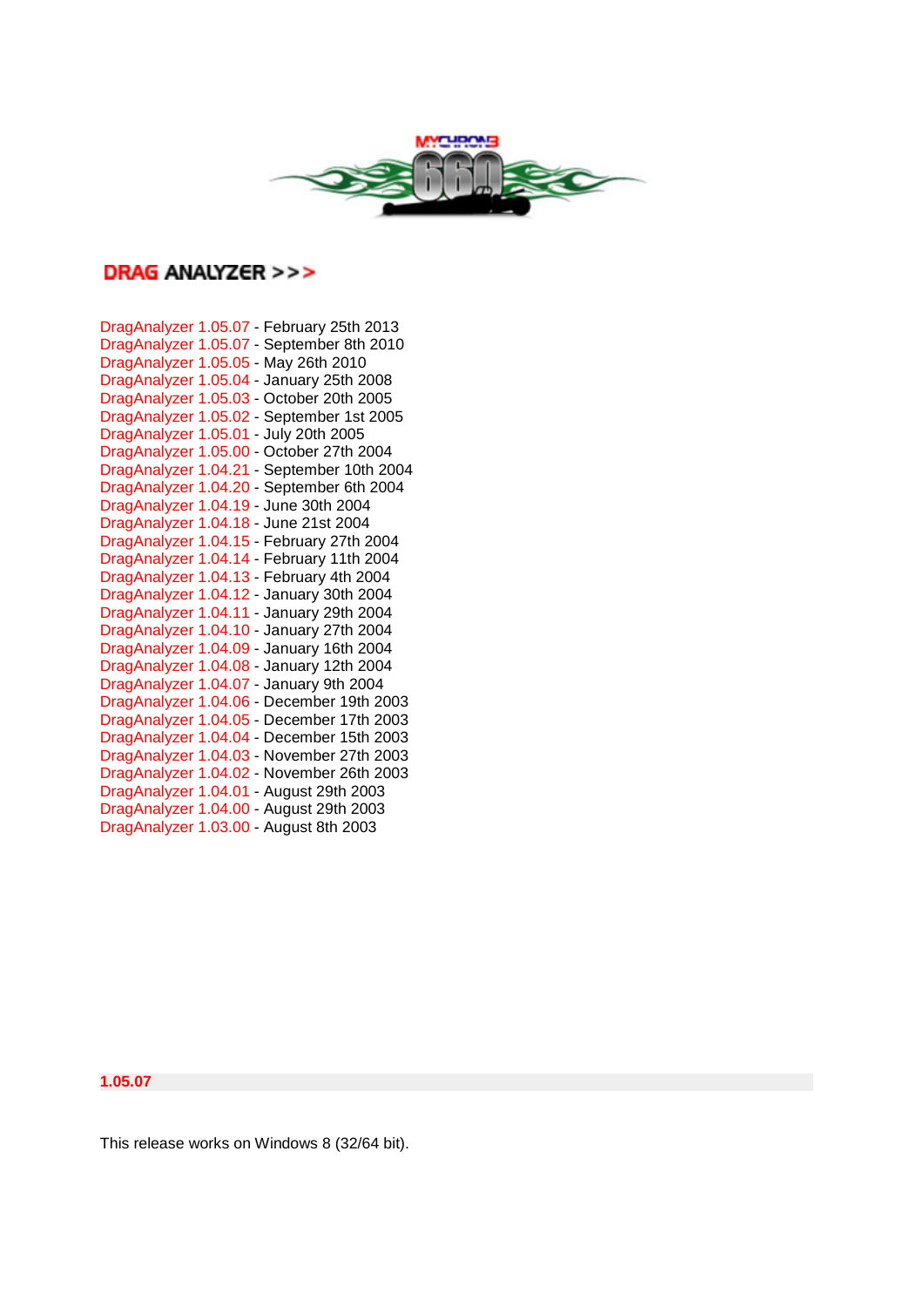## DRAG ANALYZER >>>

DragAnalyzer 1.05.07 - February 25th 2013
DragAnalyzer 1.05.07 - September 8th 2010
DragAnalyzer 1.05.05 - May 26th 2010
DragAnalyzer 1.05.04 - January 25th 2008
DragAnalyzer 1.05.03 - October 20th 2005
DragAnalyzer 1.05.02 - September 1st 2005
DragAnalyzer 1.05.01 - July 20th 2005
DragAnalyzer 1.05.00 - October 27th 2004
DragAnalyzer 1.04.21 - September 10th 2004
DragAnalyzer 1.04.20 - September 6th 2004
DragAnalyzer 1.04.19 - June 30th 2004
DragAnalyzer 1.04.18 - June 21st 2004
DragAnalyzer 1.04.15 - February 27th 2004
DragAnalyzer 1.04.14 - February 11th 2004
DragAnalyzer 1.04.13 - February 4th 2004
DragAnalyzer 1.04.12 - January 30th 2004
DragAnalyzer 1.04.11 - January 29th 2004
DragAnalyzer 1.04.10 - January 27th 2004
DragAnalyzer 1.04.09 - January 16th 2004
DragAnalyzer 1.04.08 - January 12th 2004
DragAnalyzer 1.04.07 - January 9th 2004
DragAnalyzer 1.04.06 - December 19th 2003
DragAnalyzer 1.04.05 - December 17th 2003
DragAnalyzer 1.04.04 - December 15th 2003
DragAnalyzer 1.04.03 - November 27th 2003
DragAnalyzer 1.04.02 - November 26th 2003
DragAnalyzer 1.04.01 - August 29th 2003
DragAnalyzer 1.04.00 - August 29th 2003
DragAnalyzer 1.03.00 - August 8th 2003

### 1.05.07

This release works on Windows 8 (32/64 bit).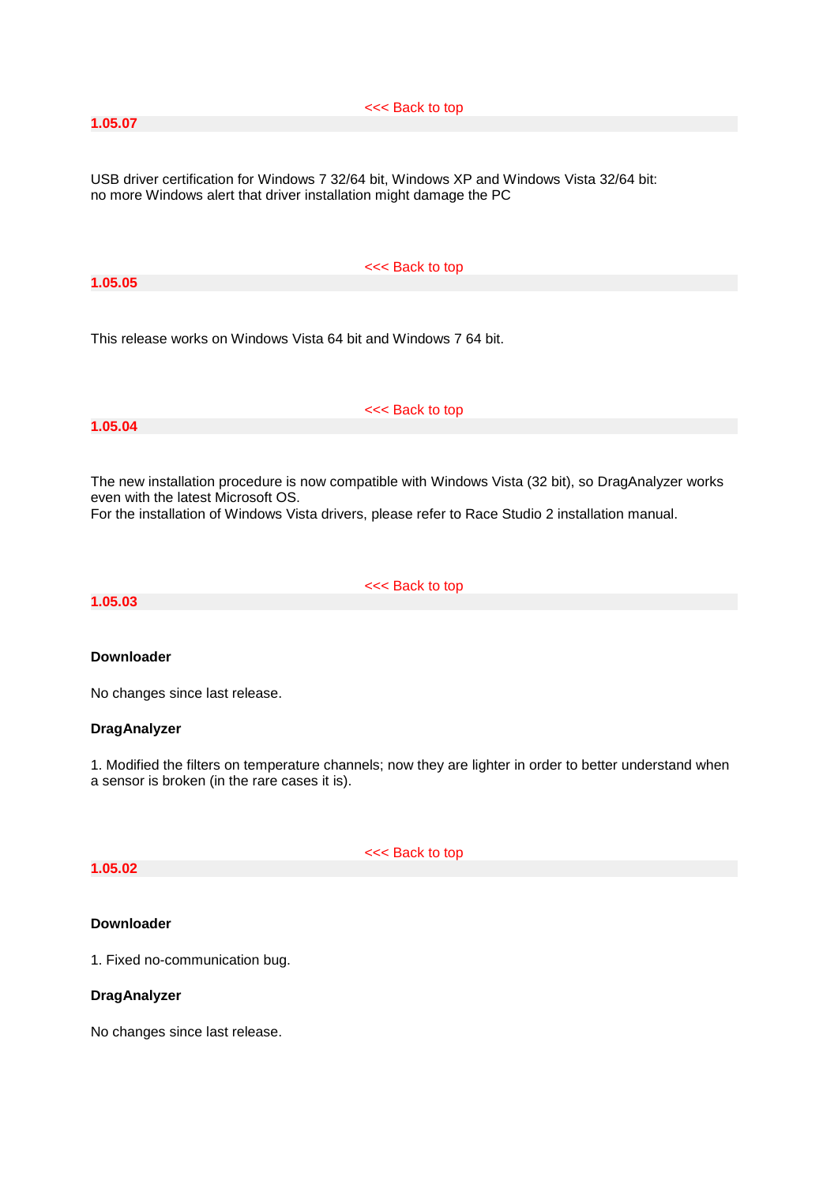<<< Back to top

## 1.05.07

USB driver certification for Windows 7 32/64 bit, Windows XP and Windows Vista 32/64 bit:
no more Windows alert that driver installation might damage the PC

<<< Back to top

## 1.05.05

This release works on Windows Vista 64 bit and Windows 7 64 bit.

<<< Back to top

## 1.05.04

The new installation procedure is now compatible with Windows Vista (32 bit), so DragAnalyzer works even with the latest Microsoft OS.
For the installation of Windows Vista drivers, please refer to Race Studio 2 installation manual.

<<< Back to top

## 1.05.03

**Downloader**

No changes since last release.

**DragAnalyzer**

1. Modified the filters on temperature channels; now they are lighter in order to better understand when a sensor is broken (in the rare cases it is).

<<< Back to top

## 1.05.02

**Downloader**

1. Fixed no-communication bug.

**DragAnalyzer**

No changes since last release.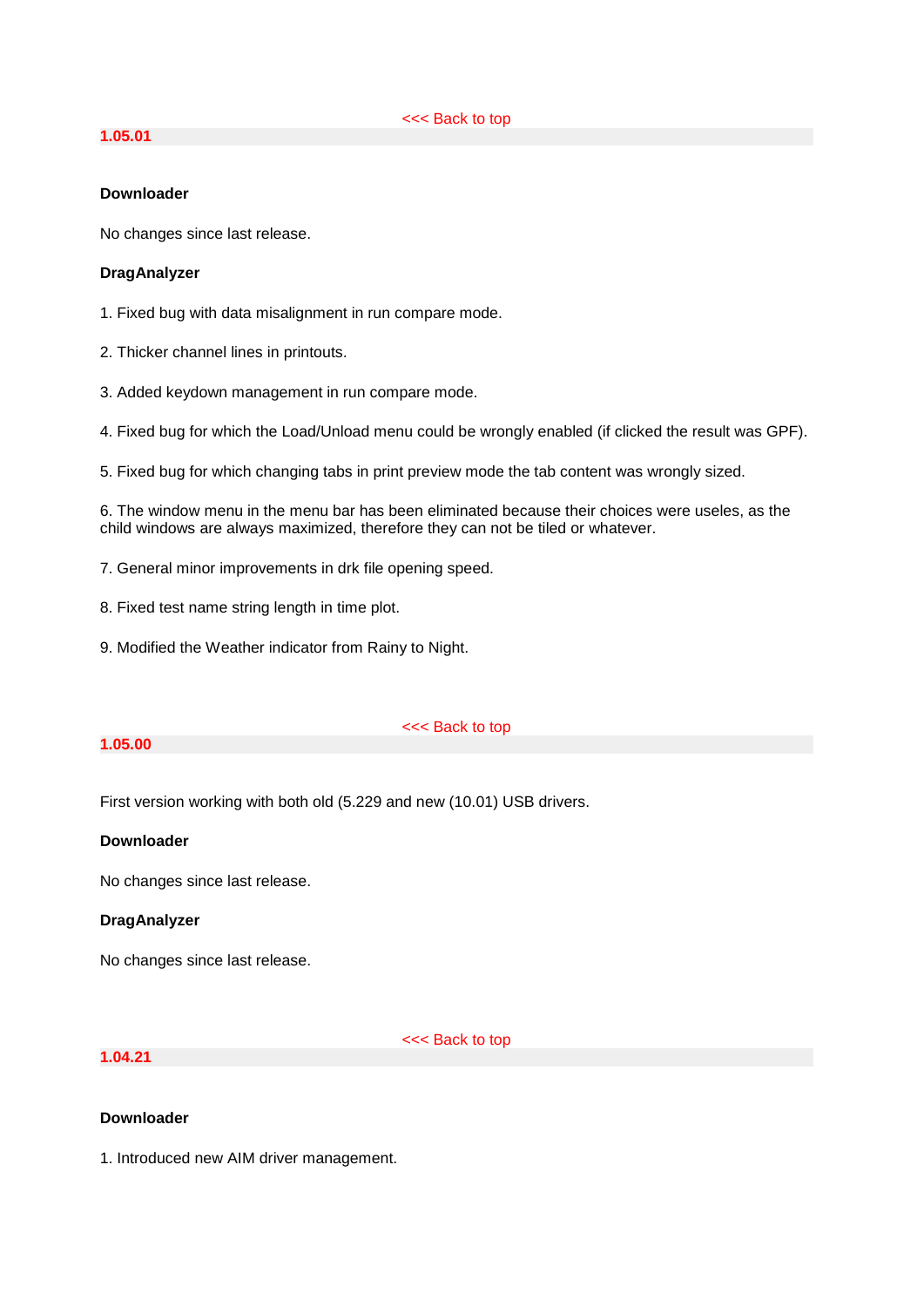<<< Back to top

## 1.05.01

**Downloader**

No changes since last release.

**DragAnalyzer**

1. Fixed bug with data misalignment in run compare mode.

2. Thicker channel lines in printouts.

3. Added keydown management in run compare mode.

4. Fixed bug for which the Load/Unload menu could be wrongly enabled (if clicked the result was GPF).

5. Fixed bug for which changing tabs in print preview mode the tab content was wrongly sized.

6. The window menu in the menu bar has been eliminated because their choices were useles, as the child windows are always maximized, therefore they can not be tiled or whatever.

7. General minor improvements in drk file opening speed.

8. Fixed test name string length in time plot.

9. Modified the Weather indicator from Rainy to Night.

<<< Back to top

## 1.05.00

First version working with both old (5.229 and new (10.01) USB drivers.

**Downloader**

No changes since last release.

**DragAnalyzer**

No changes since last release.

<<< Back to top

## 1.04.21

**Downloader**

1. Introduced new AIM driver management.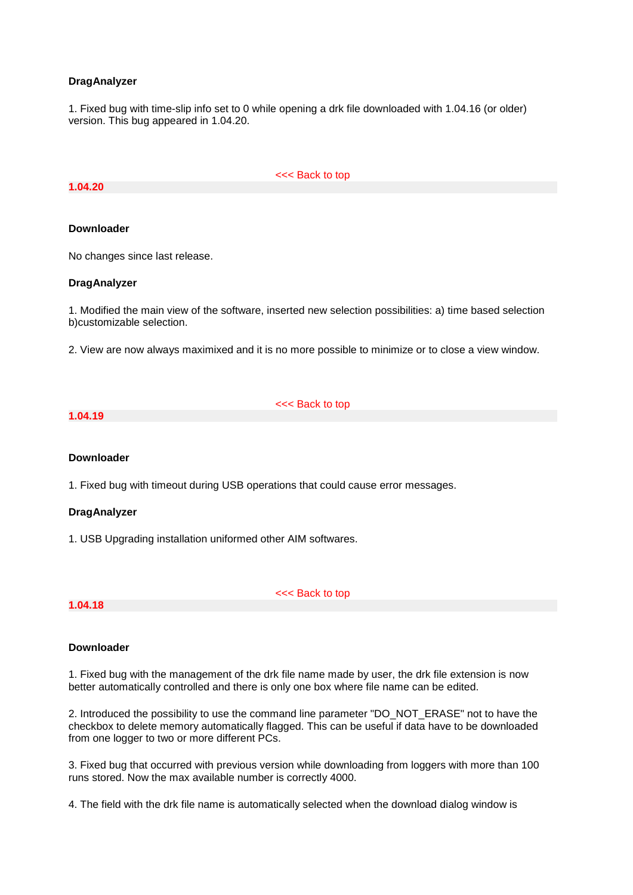**DragAnalyzer**

1. Fixed bug with time-slip info set to 0 while opening a drk file downloaded with 1.04.16 (or older) version. This bug appeared in 1.04.20.

<<< Back to top

## 1.04.20

**Downloader**

No changes since last release.

**DragAnalyzer**

1. Modified the main view of the software, inserted new selection possibilities: a) time based selection b)customizable selection.

2. View are now always maximixed and it is no more possible to minimize or to close a view window.

<<< Back to top

## 1.04.19

**Downloader**

1. Fixed bug with timeout during USB operations that could cause error messages.

**DragAnalyzer**

1. USB Upgrading installation uniformed other AIM softwares.

<<< Back to top

## 1.04.18

**Downloader**

1. Fixed bug with the management of the drk file name made by user, the drk file extension is now better automatically controlled and there is only one box where file name can be edited.

2. Introduced the possibility to use the command line parameter "DO_NOT_ERASE" not to have the checkbox to delete memory automatically flagged. This can be useful if data have to be downloaded from one logger to two or more different PCs.

3. Fixed bug that occurred with previous version while downloading from loggers with more than 100 runs stored. Now the max available number is correctly 4000.

4. The field with the drk file name is automatically selected when the download dialog window is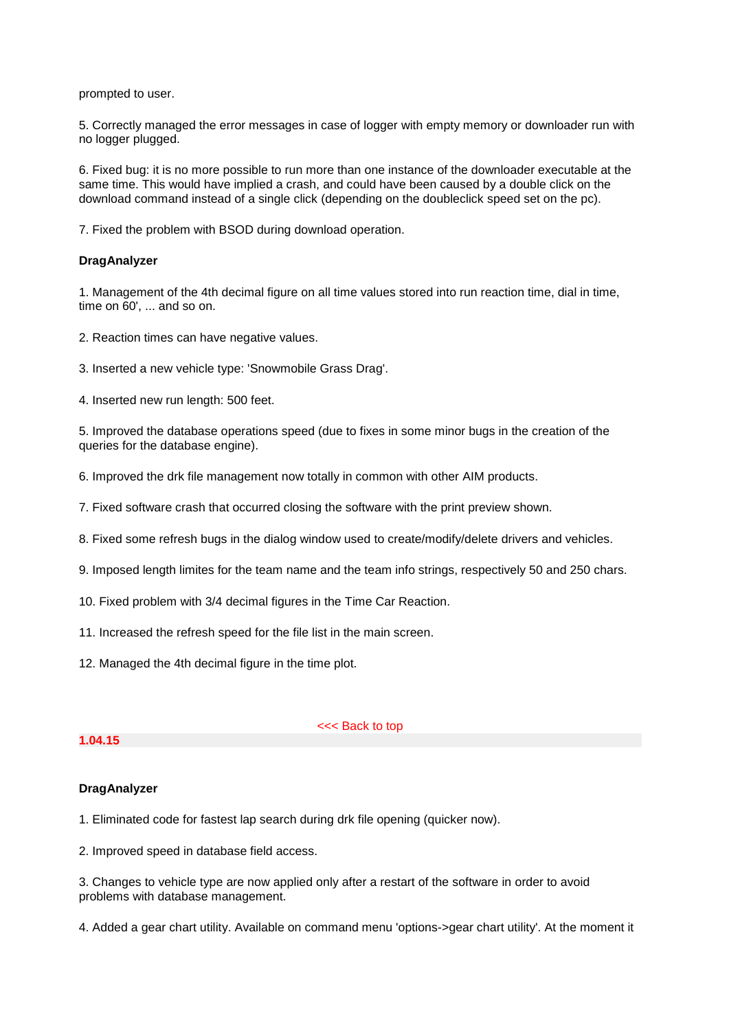prompted to user.

5. Correctly managed the error messages in case of logger with empty memory or downloader run with no logger plugged.

6. Fixed bug: it is no more possible to run more than one instance of the downloader executable at the same time. This would have implied a crash, and could have been caused by a double click on the download command instead of a single click (depending on the doubleclick speed set on the pc).

7. Fixed the problem with BSOD during download operation.

**DragAnalyzer**

1. Management of the 4th decimal figure on all time values stored into run reaction time, dial in time, time on 60', ... and so on.

2. Reaction times can have negative values.

3. Inserted a new vehicle type: 'Snowmobile Grass Drag'.

4. Inserted new run length: 500 feet.

5. Improved the database operations speed (due to fixes in some minor bugs in the creation of the queries for the database engine).

6. Improved the drk file management now totally in common with other AIM products.

7. Fixed software crash that occurred closing the software with the print preview shown.

8. Fixed some refresh bugs in the dialog window used to create/modify/delete drivers and vehicles.

9. Imposed length limites for the team name and the team info strings, respectively 50 and 250 chars.

10. Fixed problem with 3/4 decimal figures in the Time Car Reaction.

11. Increased the refresh speed for the file list in the main screen.

12. Managed the 4th decimal figure in the time plot.

<<< Back to top

## 1.04.15

**DragAnalyzer**

1. Eliminated code for fastest lap search during drk file opening (quicker now).

2. Improved speed in database field access.

3. Changes to vehicle type are now applied only after a restart of the software in order to avoid problems with database management.

4. Added a gear chart utility. Available on command menu 'options->gear chart utility'. At the moment it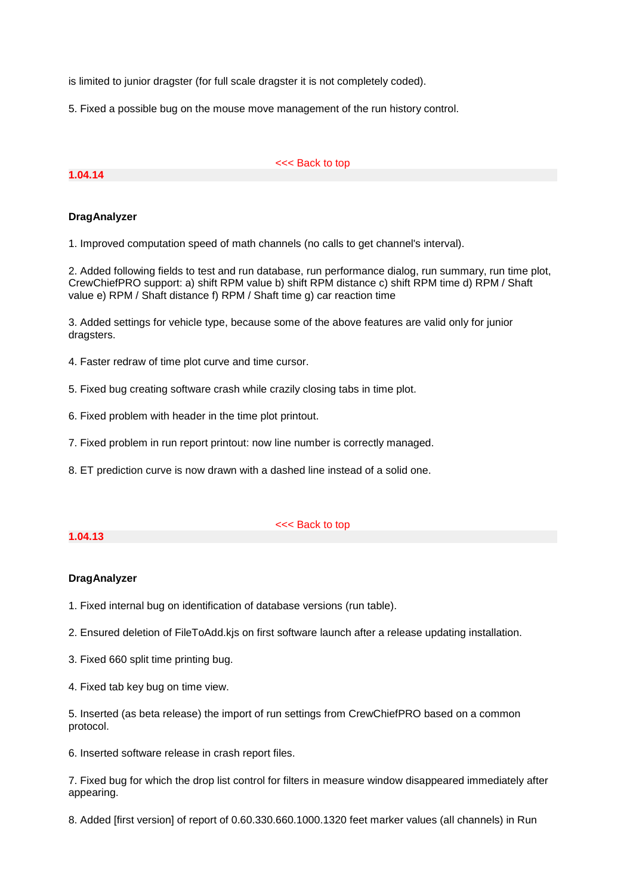is limited to junior dragster (for full scale dragster it is not completely coded).

5. Fixed a possible bug on the mouse move management of the run history control.

<<< Back to top

## 1.04.14

**DragAnalyzer**

1. Improved computation speed of math channels (no calls to get channel's interval).

2. Added following fields to test and run database, run performance dialog, run summary, run time plot, CrewChiefPRO support: a) shift RPM value b) shift RPM distance c) shift RPM time d) RPM / Shaft value e) RPM / Shaft distance f) RPM / Shaft time g) car reaction time

3. Added settings for vehicle type, because some of the above features are valid only for junior dragsters.

4. Faster redraw of time plot curve and time cursor.

5. Fixed bug creating software crash while crazily closing tabs in time plot.

6. Fixed problem with header in the time plot printout.

7. Fixed problem in run report printout: now line number is correctly managed.

8. ET prediction curve is now drawn with a dashed line instead of a solid one.

<<< Back to top

## 1.04.13

**DragAnalyzer**

1. Fixed internal bug on identification of database versions (run table).

2. Ensured deletion of FileToAdd.kjs on first software launch after a release updating installation.

3. Fixed 660 split time printing bug.

4. Fixed tab key bug on time view.

5. Inserted (as beta release) the import of run settings from CrewChiefPRO based on a common protocol.

6. Inserted software release in crash report files.

7. Fixed bug for which the drop list control for filters in measure window disappeared immediately after appearing.

8. Added [first version] of report of 0.60.330.660.1000.1320 feet marker values (all channels) in Run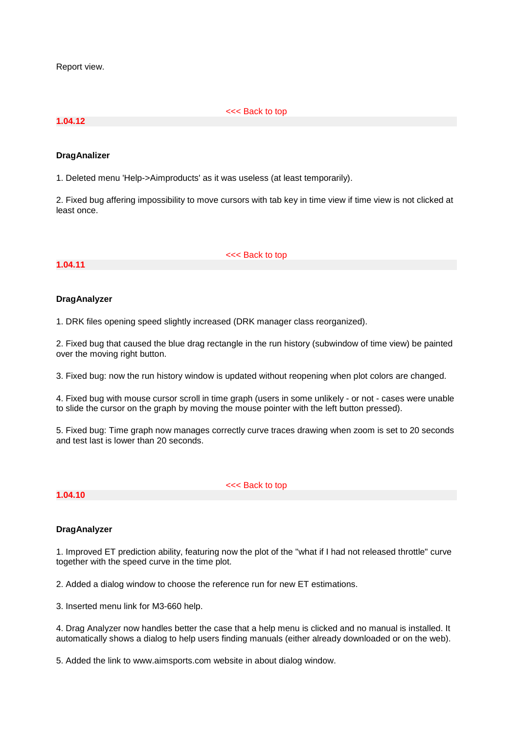Report view.

<<< Back to top

## 1.04.12

**DragAnalizer**

1. Deleted menu 'Help->Aimproducts' as it was useless (at least temporarily).

2. Fixed bug affering impossibility to move cursors with tab key in time view if time view is not clicked at least once.

<<< Back to top

## 1.04.11

**DragAnalyzer**

1. DRK files opening speed slightly increased (DRK manager class reorganized).

2. Fixed bug that caused the blue drag rectangle in the run history (subwindow of time view) be painted over the moving right button.

3. Fixed bug: now the run history window is updated without reopening when plot colors are changed.

4. Fixed bug with mouse cursor scroll in time graph (users in some unlikely - or not - cases were unable to slide the cursor on the graph by moving the mouse pointer with the left button pressed).

5. Fixed bug: Time graph now manages correctly curve traces drawing when zoom is set to 20 seconds and test last is lower than 20 seconds.

<<< Back to top

## 1.04.10

**DragAnalyzer**

1. Improved ET prediction ability, featuring now the plot of the "what if I had not released throttle" curve together with the speed curve in the time plot.

2. Added a dialog window to choose the reference run for new ET estimations.

3. Inserted menu link for M3-660 help.

4. Drag Analyzer now handles better the case that a help menu is clicked and no manual is installed. It automatically shows a dialog to help users finding manuals (either already downloaded or on the web).

5. Added the link to www.aimsports.com website in about dialog window.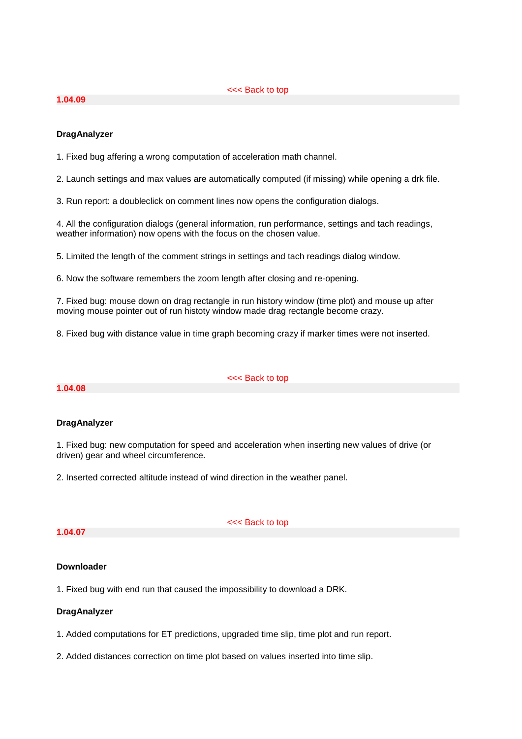<<< Back to top

## 1.04.09

### DragAnalyzer

1. Fixed bug affering a wrong computation of acceleration math channel.

2. Launch settings and max values are automatically computed (if missing) while opening a drk file.

3. Run report: a doubleclick on comment lines now opens the configuration dialogs.

4. All the configuration dialogs (general information, run performance, settings and tach readings, weather information) now opens with the focus on the chosen value.

5. Limited the length of the comment strings in settings and tach readings dialog window.

6. Now the software remembers the zoom length after closing and re-opening.

7. Fixed bug: mouse down on drag rectangle in run history window (time plot) and mouse up after moving mouse pointer out of run histoty window made drag rectangle become crazy.

8. Fixed bug with distance value in time graph becoming crazy if marker times were not inserted.

<<< Back to top

## 1.04.08

### DragAnalyzer

1. Fixed bug: new computation for speed and acceleration when inserting new values of drive (or driven) gear and wheel circumference.

2. Inserted corrected altitude instead of wind direction in the weather panel.

<<< Back to top

## 1.04.07

### Downloader

1. Fixed bug with end run that caused the impossibility to download a DRK.

### DragAnalyzer

1. Added computations for ET predictions, upgraded time slip, time plot and run report.

2. Added distances correction on time plot based on values inserted into time slip.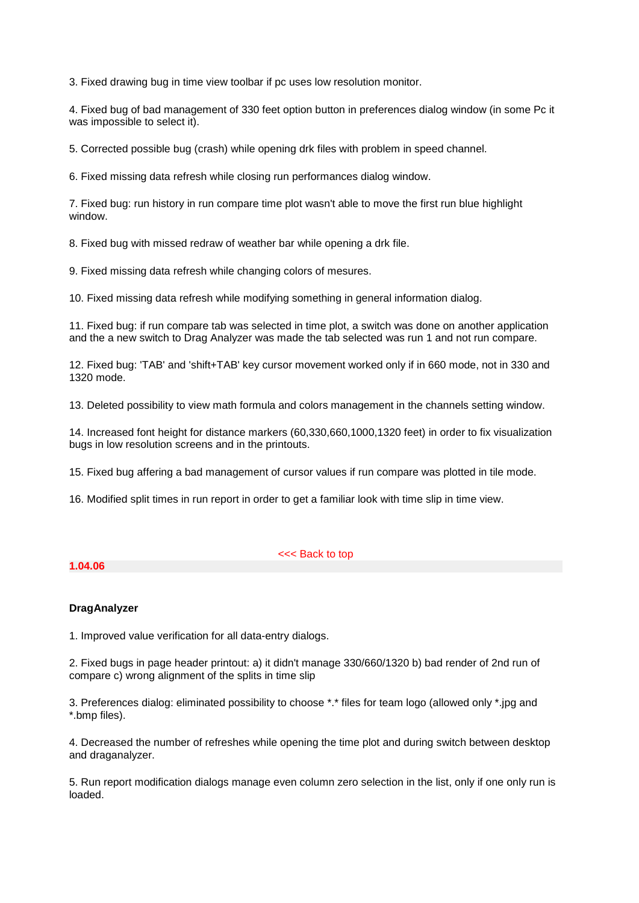3. Fixed drawing bug in time view toolbar if pc uses low resolution monitor.

4. Fixed bug of bad management of 330 feet option button in preferences dialog window (in some Pc it was impossible to select it).

5. Corrected possible bug (crash) while opening drk files with problem in speed channel.

6. Fixed missing data refresh while closing run performances dialog window.

7. Fixed bug: run history in run compare time plot wasn't able to move the first run blue highlight window.

8. Fixed bug with missed redraw of weather bar while opening a drk file.

9. Fixed missing data refresh while changing colors of mesures.

10. Fixed missing data refresh while modifying something in general information dialog.

11. Fixed bug: if run compare tab was selected in time plot, a switch was done on another application and the a new switch to Drag Analyzer was made the tab selected was run 1 and not run compare.

12. Fixed bug: 'TAB' and 'shift+TAB' key cursor movement worked only if in 660 mode, not in 330 and 1320 mode.

13. Deleted possibility to view math formula and colors management in the channels setting window.

14. Increased font height for distance markers (60,330,660,1000,1320 feet) in order to fix visualization bugs in low resolution screens and in the printouts.

15. Fixed bug affering a bad management of cursor values if run compare was plotted in tile mode.

16. Modified split times in run report in order to get a familiar look with time slip in time view.

<<< Back to top

## 1.04.06

**DragAnalyzer**

1. Improved value verification for all data-entry dialogs.

2. Fixed bugs in page header printout: a) it didn't manage 330/660/1320 b) bad render of 2nd run of compare c) wrong alignment of the splits in time slip

3. Preferences dialog: eliminated possibility to choose *.* files for team logo (allowed only *.jpg and *.bmp files).

4. Decreased the number of refreshes while opening the time plot and during switch between desktop and draganalyzer.

5. Run report modification dialogs manage even column zero selection in the list, only if one only run is loaded.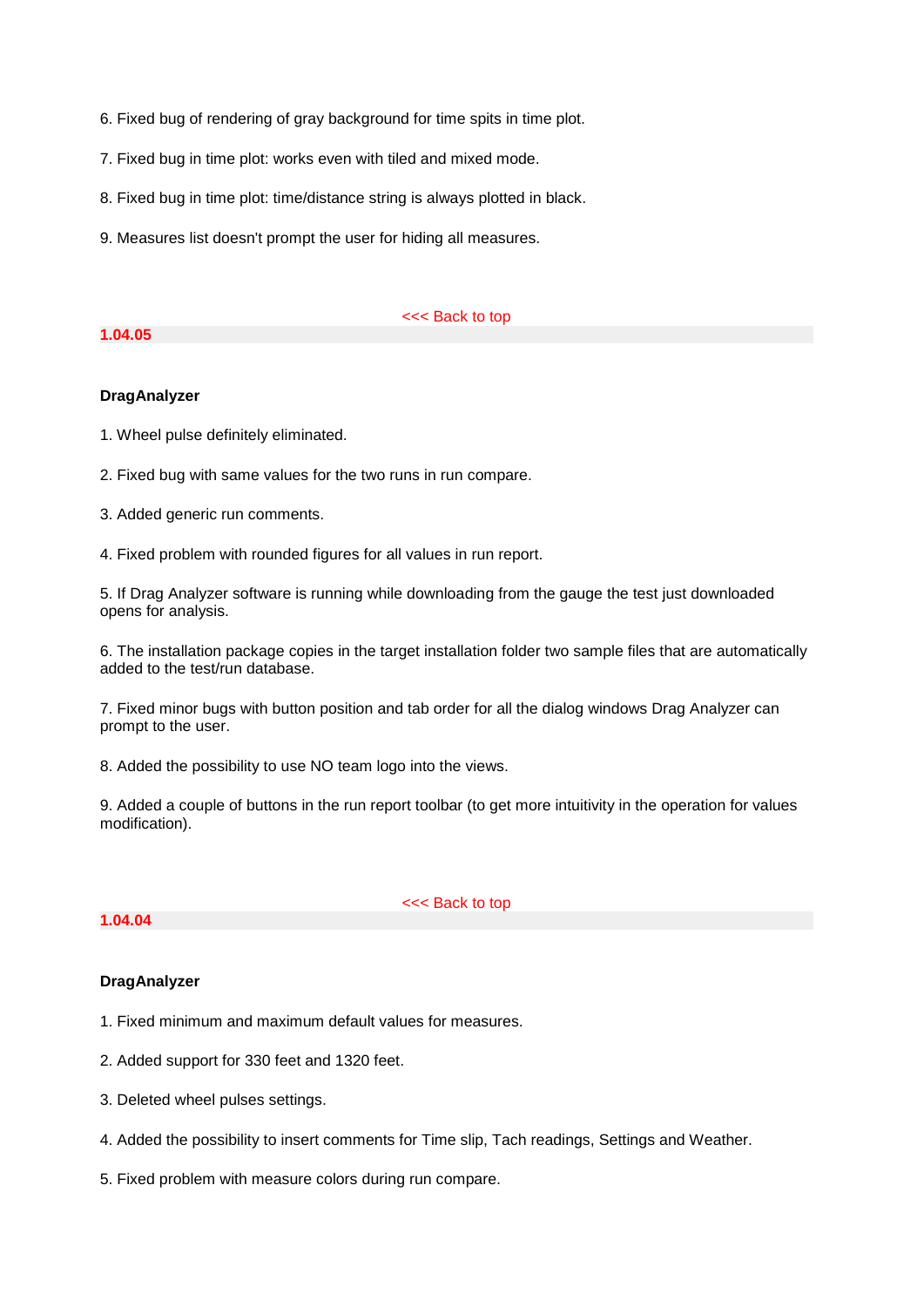6. Fixed bug of rendering of gray background for time spits in time plot.

7. Fixed bug in time plot: works even with tiled and mixed mode.

8. Fixed bug in time plot: time/distance string is always plotted in black.

9. Measures list doesn't prompt the user for hiding all measures.

<<< Back to top

## 1.04.05

**DragAnalyzer**

1. Wheel pulse definitely eliminated.

2. Fixed bug with same values for the two runs in run compare.

3. Added generic run comments.

4. Fixed problem with rounded figures for all values in run report.

5. If Drag Analyzer software is running while downloading from the gauge the test just downloaded opens for analysis.

6. The installation package copies in the target installation folder two sample files that are automatically added to the test/run database.

7. Fixed minor bugs with button position and tab order for all the dialog windows Drag Analyzer can prompt to the user.

8. Added the possibility to use NO team logo into the views.

9. Added a couple of buttons in the run report toolbar (to get more intuitivity in the operation for values modification).

<<< Back to top

## 1.04.04

**DragAnalyzer**

1. Fixed minimum and maximum default values for measures.

2. Added support for 330 feet and 1320 feet.

3. Deleted wheel pulses settings.

4. Added the possibility to insert comments for Time slip, Tach readings, Settings and Weather.

5. Fixed problem with measure colors during run compare.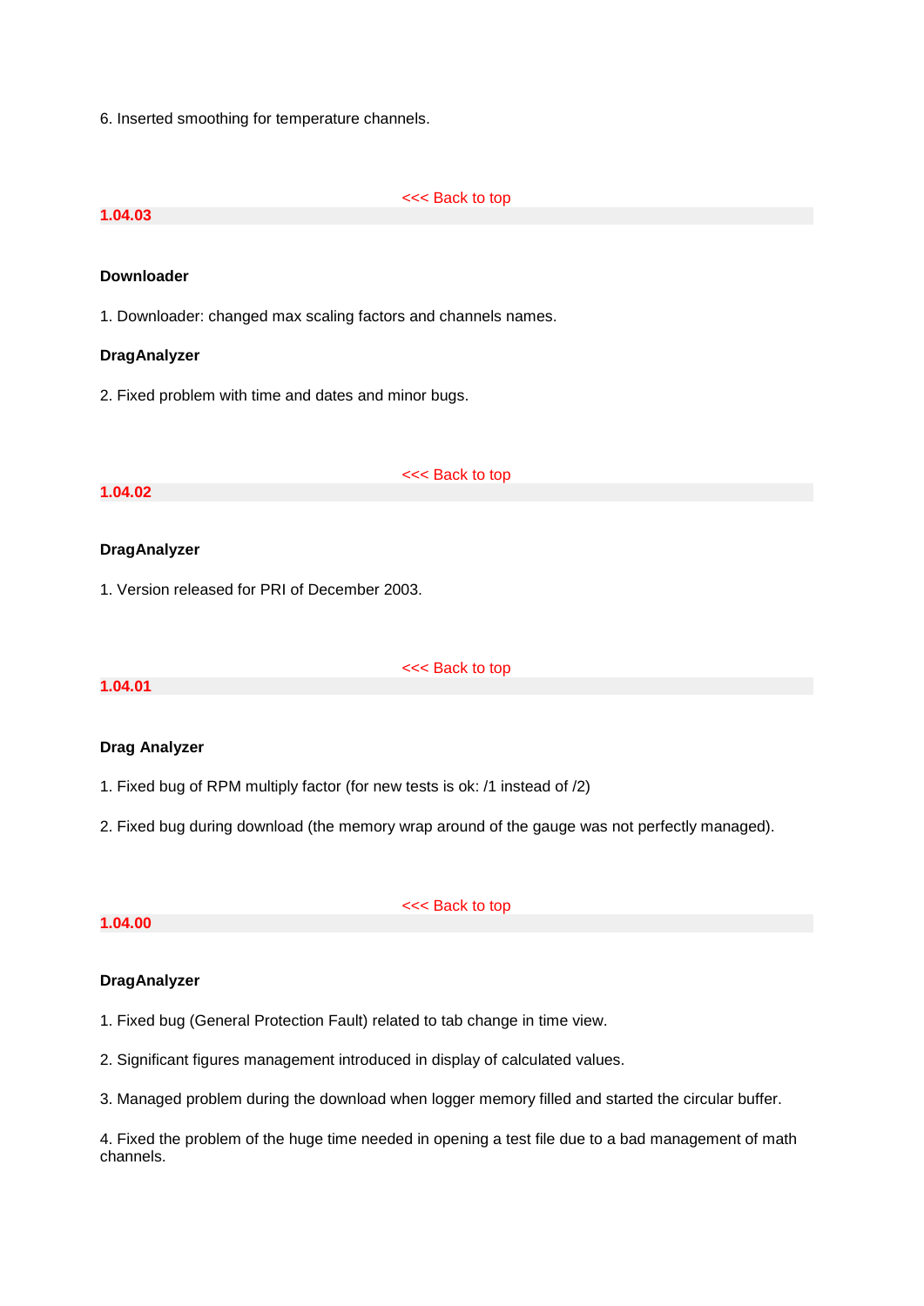6. Inserted smoothing for temperature channels.

<<< Back to top

## 1.04.03

**Downloader**

1. Downloader: changed max scaling factors and channels names.

**DragAnalyzer**

2. Fixed problem with time and dates and minor bugs.

<<< Back to top

## 1.04.02

**DragAnalyzer**

1. Version released for PRI of December 2003.

<<< Back to top

## 1.04.01

**Drag Analyzer**

1. Fixed bug of RPM multiply factor (for new tests is ok: /1 instead of /2)

2. Fixed bug during download (the memory wrap around of the gauge was not perfectly managed).

<<< Back to top

## 1.04.00

**DragAnalyzer**

1. Fixed bug (General Protection Fault) related to tab change in time view.

2. Significant figures management introduced in display of calculated values.

3. Managed problem during the download when logger memory filled and started the circular buffer.

4. Fixed the problem of the huge time needed in opening a test file due to a bad management of math channels.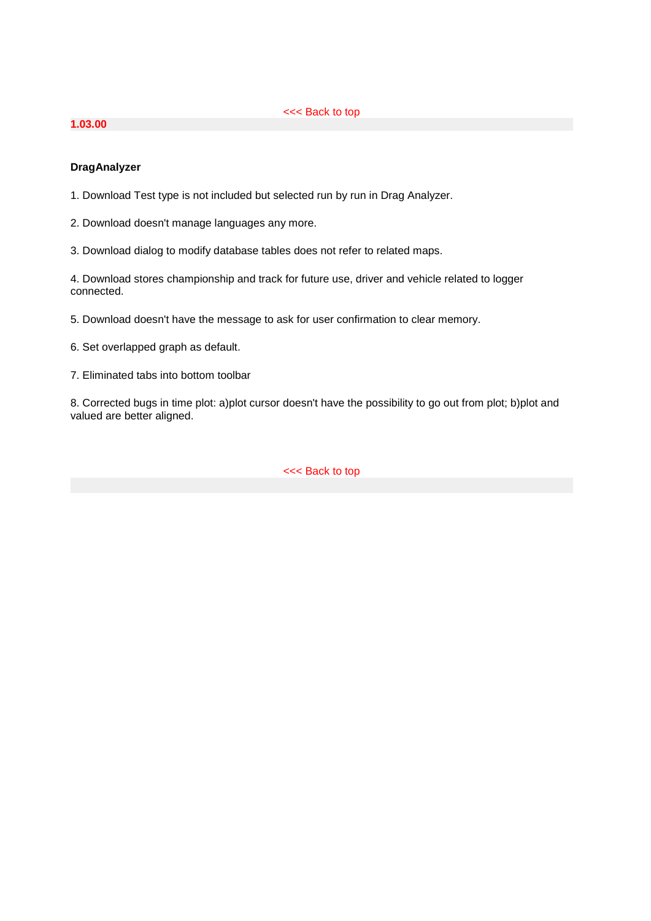<<< Back to top

## 1.03.00

### DragAnalyzer

1. Download Test type is not included but selected run by run in Drag Analyzer.

2. Download doesn't manage languages any more.

3. Download dialog to modify database tables does not refer to related maps.

4. Download stores championship and track for future use, driver and vehicle related to logger connected.

5. Download doesn't have the message to ask for user confirmation to clear memory.

6. Set overlapped graph as default.

7. Eliminated tabs into bottom toolbar

8. Corrected bugs in time plot: a)plot cursor doesn't have the possibility to go out from plot; b)plot and valued are better aligned.

<<< Back to top